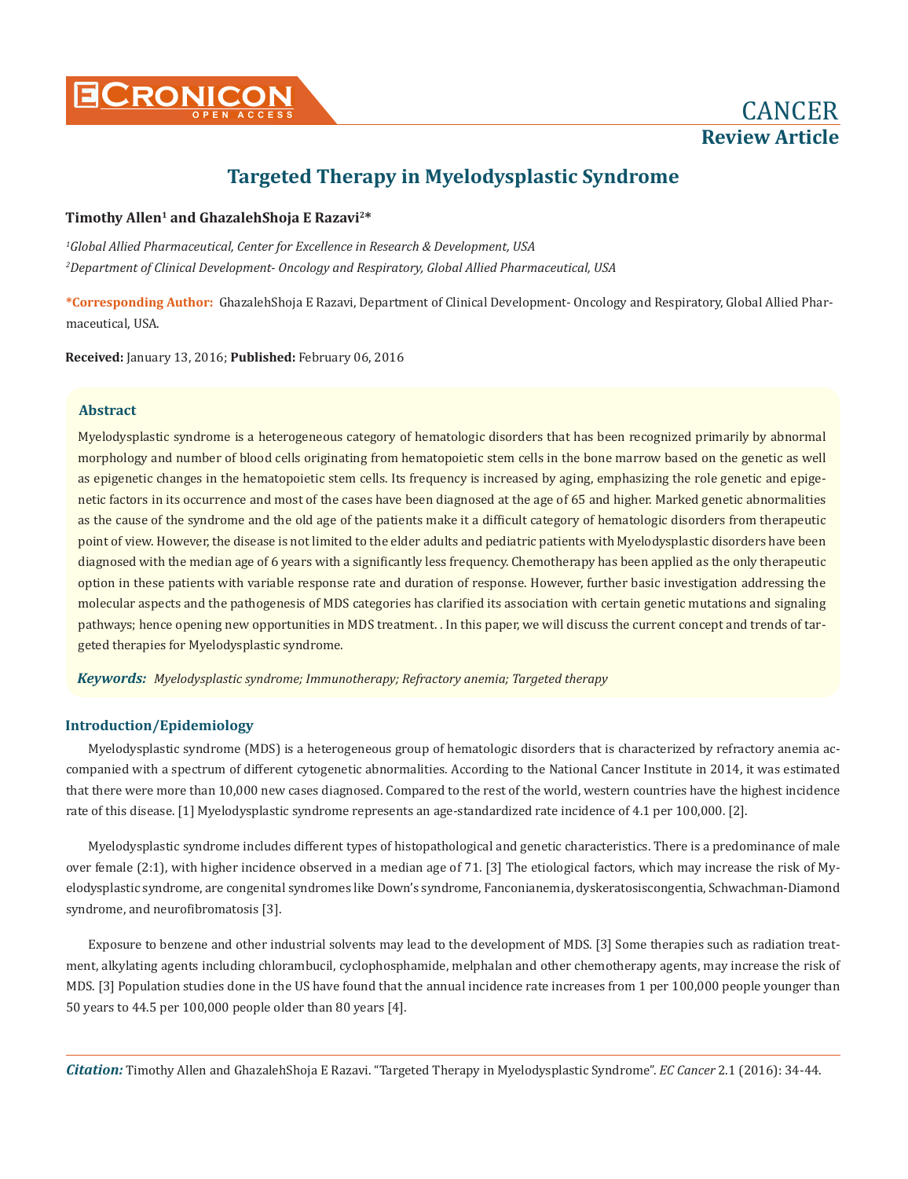CANCER

**Review Article**

# Targeted Therapy in Myelodysplastic Syndrome

**Timothy Allen[1] and GhazalehShoja E Razavi[2]***

*[1]Global Allied Pharmaceutical, Center for Excellence in Research & Development, USA*

*[2]Department of Clinical Development- Oncology and Respiratory, Global Allied Pharmaceutical, USA*

***Corresponding Author:** GhazalehShoja E Razavi, Department of Clinical Development- Oncology and Respiratory, Global Allied Pharmaceutical, USA.

**Received:** January 13, 2016; **Published:** February 06, 2016

## Abstract

Myelodysplastic syndrome is a heterogeneous category of hematologic disorders that has been recognized primarily by abnormal morphology and number of blood cells originating from hematopoietic stem cells in the bone marrow based on the genetic as well as epigenetic changes in the hematopoietic stem cells. Its frequency is increased by aging, emphasizing the role genetic and epigenetic factors in its occurrence and most of the cases have been diagnosed at the age of 65 and higher. Marked genetic abnormalities as the cause of the syndrome and the old age of the patients make it a difficult category of hematologic disorders from therapeutic point of view. However, the disease is not limited to the elder adults and pediatric patients with Myelodysplastic disorders have been diagnosed with the median age of 6 years with a significantly less frequency. Chemotherapy has been applied as the only therapeutic option in these patients with variable response rate and duration of response. However, further basic investigation addressing the molecular aspects and the pathogenesis of MDS categories has clarified its association with certain genetic mutations and signaling pathways; hence opening new opportunities in MDS treatment. . In this paper, we will discuss the current concept and trends of targeted therapies for Myelodysplastic syndrome.

***Keywords:*** *Myelodysplastic syndrome; Immunotherapy; Refractory anemia; Targeted therapy*

## Introduction/Epidemiology

Myelodysplastic syndrome (MDS) is a heterogeneous group of hematologic disorders that is characterized by refractory anemia accompanied with a spectrum of different cytogenetic abnormalities. According to the National Cancer Institute in 2014, it was estimated that there were more than 10,000 new cases diagnosed. Compared to the rest of the world, western countries have the highest incidence rate of this disease. [1] Myelodysplastic syndrome represents an age-standardized rate incidence of 4.1 per 100,000. [2].

Myelodysplastic syndrome includes different types of histopathological and genetic characteristics. There is a predominance of male over female (2:1), with higher incidence observed in a median age of 71. [3] The etiological factors, which may increase the risk of Myelodysplastic syndrome, are congenital syndromes like Down's syndrome, Fanconianemia, dyskeratosiscongentia, Schwachman-Diamond syndrome, and neurofibromatosis [3].

Exposure to benzene and other industrial solvents may lead to the development of MDS. [3] Some therapies such as radiation treatment, alkylating agents including chlorambucil, cyclophosphamide, melphalan and other chemotherapy agents, may increase the risk of MDS. [3] Population studies done in the US have found that the annual incidence rate increases from 1 per 100,000 people younger than 50 years to 44.5 per 100,000 people older than 80 years [4].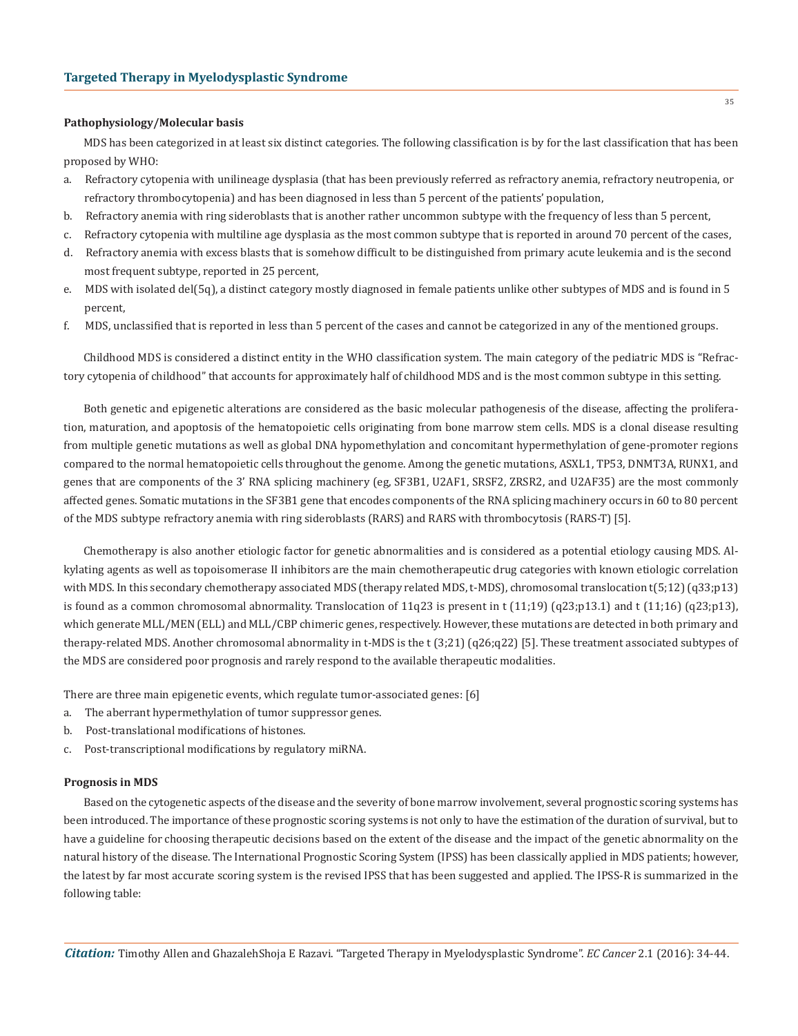### Pathophysiology/Molecular basis

MDS has been categorized in at least six distinct categories. The following classification is by for the last classification that has been proposed by WHO:

a. Refractory cytopenia with unilineage dysplasia (that has been previously referred as refractory anemia, refractory neutropenia, or refractory thrombocytopenia) and has been diagnosed in less than 5 percent of the patients' population,
b. Refractory anemia with ring sideroblasts that is another rather uncommon subtype with the frequency of less than 5 percent,
c. Refractory cytopenia with multiline age dysplasia as the most common subtype that is reported in around 70 percent of the cases,
d. Refractory anemia with excess blasts that is somehow difficult to be distinguished from primary acute leukemia and is the second most frequent subtype, reported in 25 percent,
e. MDS with isolated del(5q), a distinct category mostly diagnosed in female patients unlike other subtypes of MDS and is found in 5 percent,
f. MDS, unclassified that is reported in less than 5 percent of the cases and cannot be categorized in any of the mentioned groups.

Childhood MDS is considered a distinct entity in the WHO classification system. The main category of the pediatric MDS is "Refractory cytopenia of childhood" that accounts for approximately half of childhood MDS and is the most common subtype in this setting.

Both genetic and epigenetic alterations are considered as the basic molecular pathogenesis of the disease, affecting the proliferation, maturation, and apoptosis of the hematopoietic cells originating from bone marrow stem cells. MDS is a clonal disease resulting from multiple genetic mutations as well as global DNA hypomethylation and concomitant hypermethylation of gene-promoter regions compared to the normal hematopoietic cells throughout the genome. Among the genetic mutations, ASXL1, TP53, DNMT3A, RUNX1, and genes that are components of the 3' RNA splicing machinery (eg, SF3B1, U2AF1, SRSF2, ZRSR2, and U2AF35) are the most commonly affected genes. Somatic mutations in the SF3B1 gene that encodes components of the RNA splicing machinery occurs in 60 to 80 percent of the MDS subtype refractory anemia with ring sideroblasts (RARS) and RARS with thrombocytosis (RARS-T) [5].

Chemotherapy is also another etiologic factor for genetic abnormalities and is considered as a potential etiology causing MDS. Alkylating agents as well as topoisomerase II inhibitors are the main chemotherapeutic drug categories with known etiologic correlation with MDS. In this secondary chemotherapy associated MDS (therapy related MDS, t-MDS), chromosomal translocation t(5;12) (q33;p13) is found as a common chromosomal abnormality. Translocation of 11q23 is present in t (11;19) (q23;p13.1) and t (11;16) (q23;p13), which generate MLL/MEN (ELL) and MLL/CBP chimeric genes, respectively. However, these mutations are detected in both primary and therapy-related MDS. Another chromosomal abnormality in t-MDS is the t (3;21) (q26;q22) [5]. These treatment associated subtypes of the MDS are considered poor prognosis and rarely respond to the available therapeutic modalities.

There are three main epigenetic events, which regulate tumor-associated genes: [6]

a. The aberrant hypermethylation of tumor suppressor genes.
b. Post-translational modifications of histones.
c. Post-transcriptional modifications by regulatory miRNA.

### Prognosis in MDS

Based on the cytogenetic aspects of the disease and the severity of bone marrow involvement, several prognostic scoring systems has been introduced. The importance of these prognostic scoring systems is not only to have the estimation of the duration of survival, but to have a guideline for choosing therapeutic decisions based on the extent of the disease and the impact of the genetic abnormality on the natural history of the disease. The International Prognostic Scoring System (IPSS) has been classically applied in MDS patients; however, the latest by far most accurate scoring system is the revised IPSS that has been suggested and applied. The IPSS-R is summarized in the following table: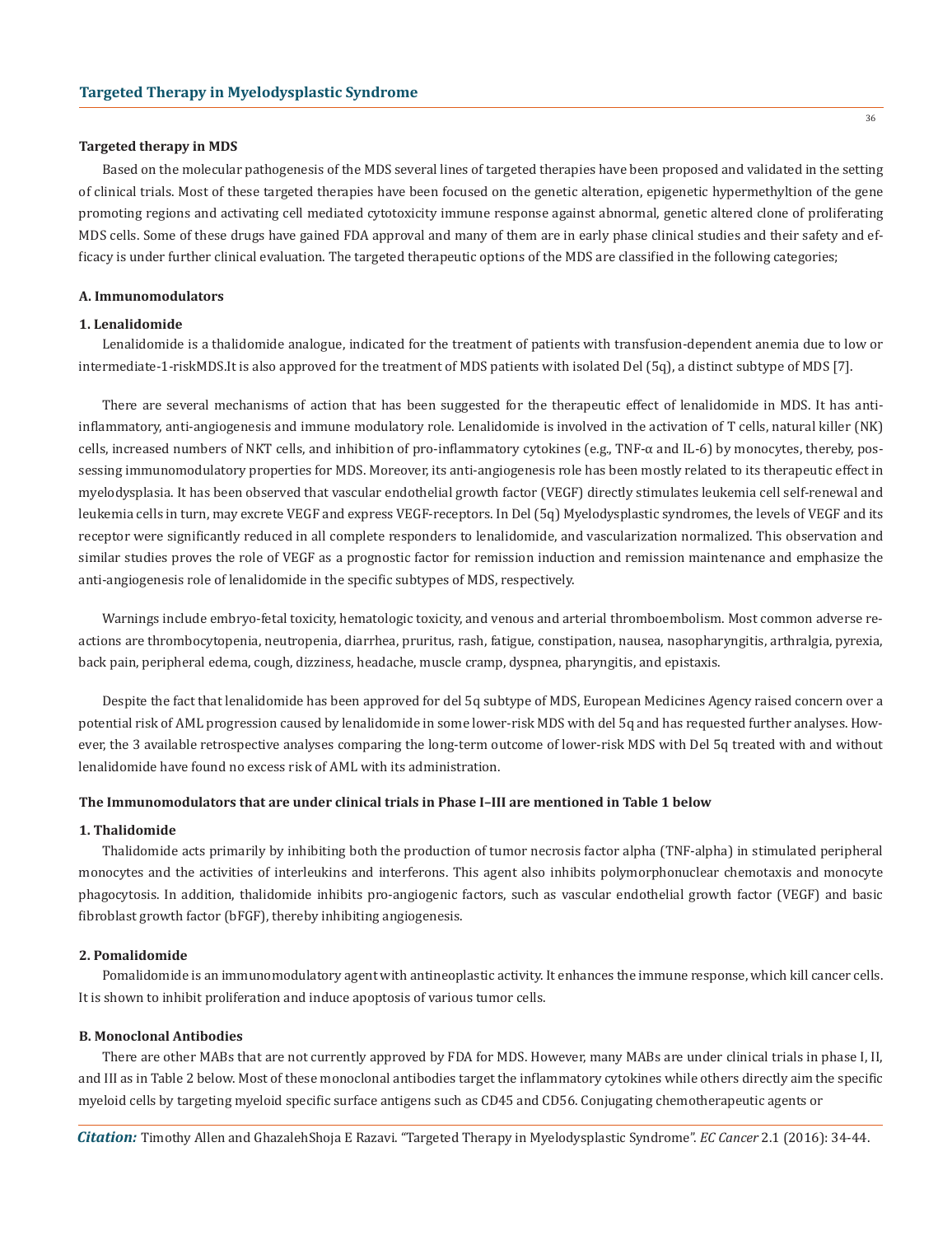**Targeted therapy in MDS**

Based on the molecular pathogenesis of the MDS several lines of targeted therapies have been proposed and validated in the setting of clinical trials. Most of these targeted therapies have been focused on the genetic alteration, epigenetic hypermethyltion of the gene promoting regions and activating cell mediated cytotoxicity immune response against abnormal, genetic altered clone of proliferating MDS cells. Some of these drugs have gained FDA approval and many of them are in early phase clinical studies and their safety and efficacy is under further clinical evaluation. The targeted therapeutic options of the MDS are classified in the following categories;

**A. Immunomodulators**

**1. Lenalidomide**

Lenalidomide is a thalidomide analogue, indicated for the treatment of patients with transfusion-dependent anemia due to low or intermediate-1-riskMDS.It is also approved for the treatment of MDS patients with isolated Del (5q), a distinct subtype of MDS [7].

There are several mechanisms of action that has been suggested for the therapeutic effect of lenalidomide in MDS. It has anti-inflammatory, anti-angiogenesis and immune modulatory role. Lenalidomide is involved in the activation of T cells, natural killer (NK) cells, increased numbers of NKT cells, and inhibition of pro-inflammatory cytokines (e.g., TNF-α and IL-6) by monocytes, thereby, possessing immunomodulatory properties for MDS. Moreover, its anti-angiogenesis role has been mostly related to its therapeutic effect in myelodysplasia. It has been observed that vascular endothelial growth factor (VEGF) directly stimulates leukemia cell self-renewal and leukemia cells in turn, may excrete VEGF and express VEGF-receptors. In Del (5q) Myelodysplastic syndromes, the levels of VEGF and its receptor were significantly reduced in all complete responders to lenalidomide, and vascularization normalized. This observation and similar studies proves the role of VEGF as a prognostic factor for remission induction and remission maintenance and emphasize the anti-angiogenesis role of lenalidomide in the specific subtypes of MDS, respectively.

Warnings include embryo-fetal toxicity, hematologic toxicity, and venous and arterial thromboembolism. Most common adverse reactions are thrombocytopenia, neutropenia, diarrhea, pruritus, rash, fatigue, constipation, nausea, nasopharyngitis, arthralgia, pyrexia, back pain, peripheral edema, cough, dizziness, headache, muscle cramp, dyspnea, pharyngitis, and epistaxis.

Despite the fact that lenalidomide has been approved for del 5q subtype of MDS, European Medicines Agency raised concern over a potential risk of AML progression caused by lenalidomide in some lower-risk MDS with del 5q and has requested further analyses. However, the 3 available retrospective analyses comparing the long-term outcome of lower-risk MDS with Del 5q treated with and without lenalidomide have found no excess risk of AML with its administration.

**The Immunomodulators that are under clinical trials in Phase I–III are mentioned in Table 1 below**

**1. Thalidomide**

Thalidomide acts primarily by inhibiting both the production of tumor necrosis factor alpha (TNF-alpha) in stimulated peripheral monocytes and the activities of interleukins and interferons. This agent also inhibits polymorphonuclear chemotaxis and monocyte phagocytosis. In addition, thalidomide inhibits pro-angiogenic factors, such as vascular endothelial growth factor (VEGF) and basic fibroblast growth factor (bFGF), thereby inhibiting angiogenesis.

**2. Pomalidomide**

Pomalidomide is an immunomodulatory agent with antineoplastic activity. It enhances the immune response, which kill cancer cells. It is shown to inhibit proliferation and induce apoptosis of various tumor cells.

**B. Monoclonal Antibodies**

There are other MABs that are not currently approved by FDA for MDS. However, many MABs are under clinical trials in phase I, II, and III as in Table 2 below. Most of these monoclonal antibodies target the inflammatory cytokines while others directly aim the specific myeloid cells by targeting myeloid specific surface antigens such as CD45 and CD56. Conjugating chemotherapeutic agents or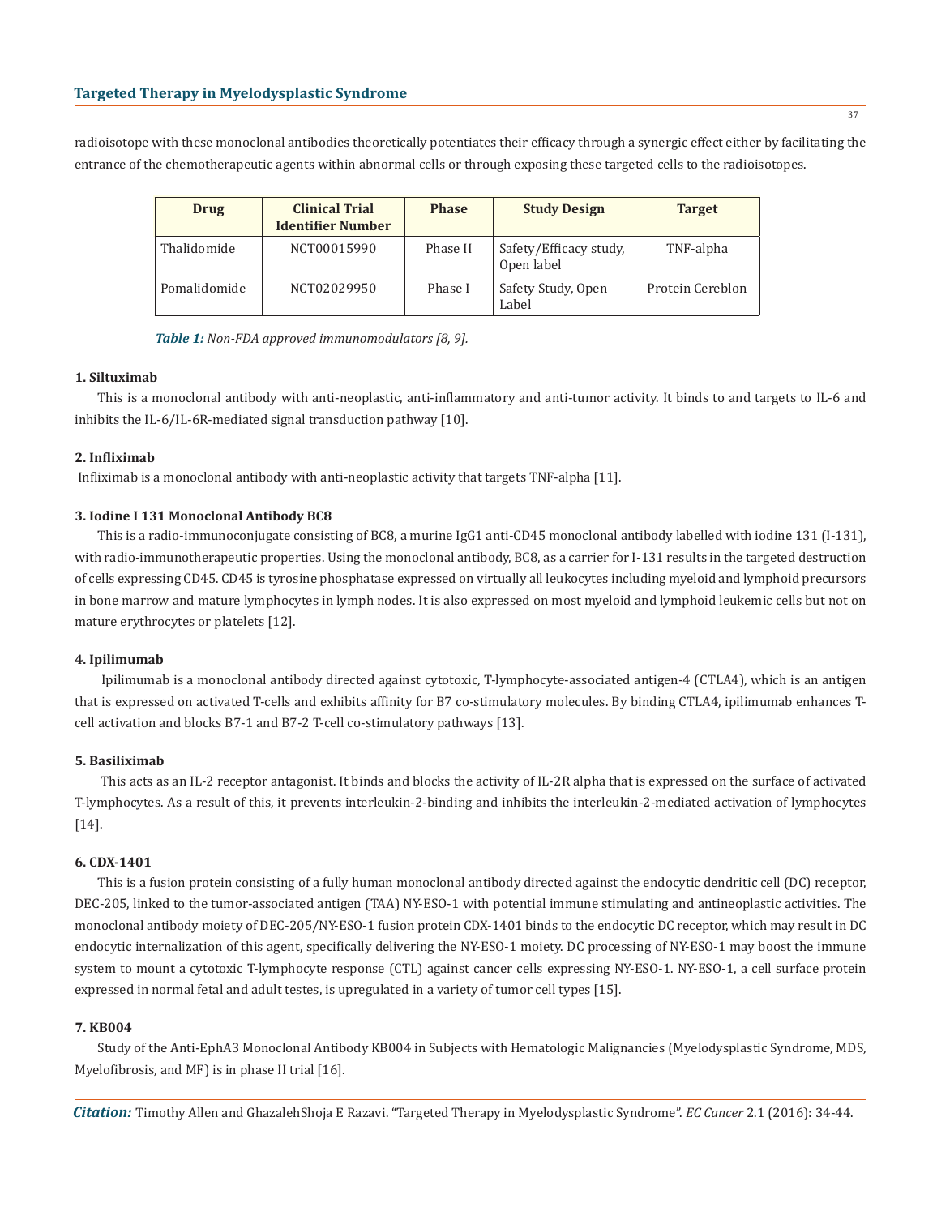radioisotope with these monoclonal antibodies theoretically potentiates their efficacy through a synergic effect either by facilitating the entrance of the chemotherapeutic agents within abnormal cells or through exposing these targeted cells to the radioisotopes.

| Drug | Clinical Trial Identifier Number | Phase | Study Design | Target |
|---|---|---|---|---|
| Thalidomide | NCT00015990 | Phase II | Safety/Efficacy study, Open label | TNF-alpha |
| Pomalidomide | NCT02029950 | Phase I | Safety Study, Open Label | Protein Cereblon |

***Table 1:*** *Non-FDA approved immunomodulators [8, 9].*

**1. Siltuximab**

This is a monoclonal antibody with anti-neoplastic, anti-inflammatory and anti-tumor activity. It binds to and targets to IL-6 and inhibits the IL-6/IL-6R-mediated signal transduction pathway [10].

**2. Infliximab**

Infliximab is a monoclonal antibody with anti-neoplastic activity that targets TNF-alpha [11].

**3. Iodine I 131 Monoclonal Antibody BC8**

This is a radio-immunoconjugate consisting of BC8, a murine IgG1 anti-CD45 monoclonal antibody labelled with iodine 131 (I-131), with radio-immunotherapeutic properties. Using the monoclonal antibody, BC8, as a carrier for I-131 results in the targeted destruction of cells expressing CD45. CD45 is tyrosine phosphatase expressed on virtually all leukocytes including myeloid and lymphoid precursors in bone marrow and mature lymphocytes in lymph nodes. It is also expressed on most myeloid and lymphoid leukemic cells but not on mature erythrocytes or platelets [12].

**4. Ipilimumab**

Ipilimumab is a monoclonal antibody directed against cytotoxic, T-lymphocyte-associated antigen-4 (CTLA4), which is an antigen that is expressed on activated T-cells and exhibits affinity for B7 co-stimulatory molecules. By binding CTLA4, ipilimumab enhances T-cell activation and blocks B7-1 and B7-2 T-cell co-stimulatory pathways [13].

**5. Basiliximab**

This acts as an IL-2 receptor antagonist. It binds and blocks the activity of IL-2R alpha that is expressed on the surface of activated T-lymphocytes. As a result of this, it prevents interleukin-2-binding and inhibits the interleukin-2-mediated activation of lymphocytes [14].

**6. CDX-1401**

This is a fusion protein consisting of a fully human monoclonal antibody directed against the endocytic dendritic cell (DC) receptor, DEC-205, linked to the tumor-associated antigen (TAA) NY-ESO-1 with potential immune stimulating and antineoplastic activities. The monoclonal antibody moiety of DEC-205/NY-ESO-1 fusion protein CDX-1401 binds to the endocytic DC receptor, which may result in DC endocytic internalization of this agent, specifically delivering the NY-ESO-1 moiety. DC processing of NY-ESO-1 may boost the immune system to mount a cytotoxic T-lymphocyte response (CTL) against cancer cells expressing NY-ESO-1. NY-ESO-1, a cell surface protein expressed in normal fetal and adult testes, is upregulated in a variety of tumor cell types [15].

**7. KB004**

Study of the Anti-EphA3 Monoclonal Antibody KB004 in Subjects with Hematologic Malignancies (Myelodysplastic Syndrome, MDS, Myelofibrosis, and MF) is in phase II trial [16].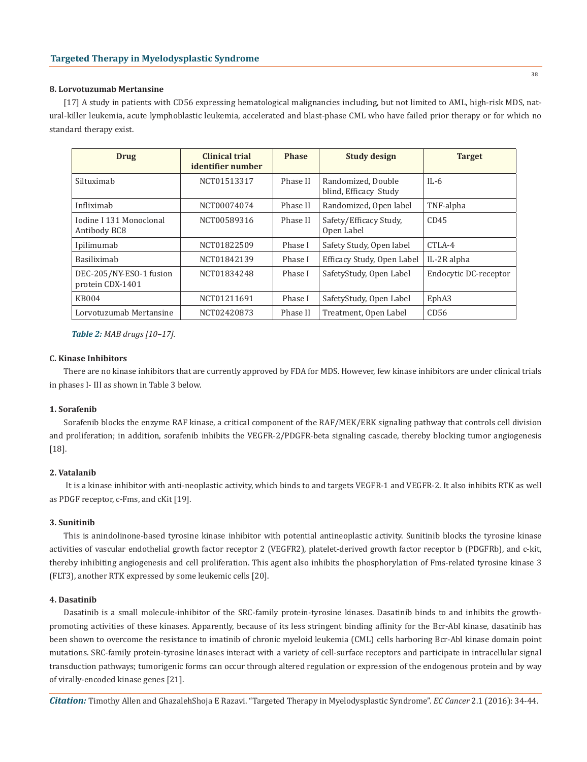#### 8. Lorvotuzumab Mertansine

[17] A study in patients with CD56 expressing hematological malignancies including, but not limited to AML, high-risk MDS, natural-killer leukemia, acute lymphoblastic leukemia, accelerated and blast-phase CML who have failed prior therapy or for which no standard therapy exist.

| Drug | Clinical trial identifier number | Phase | Study design | Target |
|---|---|---|---|---|
| Siltuximab | NCT01513317 | Phase II | Randomized, Double blind, Efficacy Study | IL-6 |
| Infliximab | NCT00074074 | Phase II | Randomized, Open label | TNF-alpha |
| Iodine I 131 Monoclonal Antibody BC8 | NCT00589316 | Phase II | Safety/Efficacy Study, Open Label | CD45 |
| Ipilimumab | NCT01822509 | Phase I | Safety Study, Open label | CTLA-4 |
| Basiliximab | NCT01842139 | Phase I | Efficacy Study, Open Label | IL-2R alpha |
| DEC-205/NY-ESO-1 fusion protein CDX-1401 | NCT01834248 | Phase I | SafetyStudy, Open Label | Endocytic DC-receptor |
| KB004 | NCT01211691 | Phase I | SafetyStudy, Open Label | EphA3 |
| Lorvotuzumab Mertansine | NCT02420873 | Phase II | Treatment, Open Label | CD56 |

***Table 2:*** *MAB drugs [10–17].*

### C. Kinase Inhibitors

There are no kinase inhibitors that are currently approved by FDA for MDS. However, few kinase inhibitors are under clinical trials in phases I- III as shown in Table 3 below.

#### 1. Sorafenib

Sorafenib blocks the enzyme RAF kinase, a critical component of the RAF/MEK/ERK signaling pathway that controls cell division and proliferation; in addition, sorafenib inhibits the VEGFR-2/PDGFR-beta signaling cascade, thereby blocking tumor angiogenesis [18].

#### 2. Vatalanib

It is a kinase inhibitor with anti-neoplastic activity, which binds to and targets VEGFR-1 and VEGFR-2. It also inhibits RTK as well as PDGF receptor, c-Fms, and cKit [19].

#### 3. Sunitinib

This is anindolinone-based tyrosine kinase inhibitor with potential antineoplastic activity. Sunitinib blocks the tyrosine kinase activities of vascular endothelial growth factor receptor 2 (VEGFR2), platelet-derived growth factor receptor b (PDGFRb), and c-kit, thereby inhibiting angiogenesis and cell proliferation. This agent also inhibits the phosphorylation of Fms-related tyrosine kinase 3 (FLT3), another RTK expressed by some leukemic cells [20].

#### 4. Dasatinib

Dasatinib is a small molecule-inhibitor of the SRC-family protein-tyrosine kinases. Dasatinib binds to and inhibits the growth-promoting activities of these kinases. Apparently, because of its less stringent binding affinity for the Bcr-Abl kinase, dasatinib has been shown to overcome the resistance to imatinib of chronic myeloid leukemia (CML) cells harboring Bcr-Abl kinase domain point mutations. SRC-family protein-tyrosine kinases interact with a variety of cell-surface receptors and participate in intracellular signal transduction pathways; tumorigenic forms can occur through altered regulation or expression of the endogenous protein and by way of virally-encoded kinase genes [21].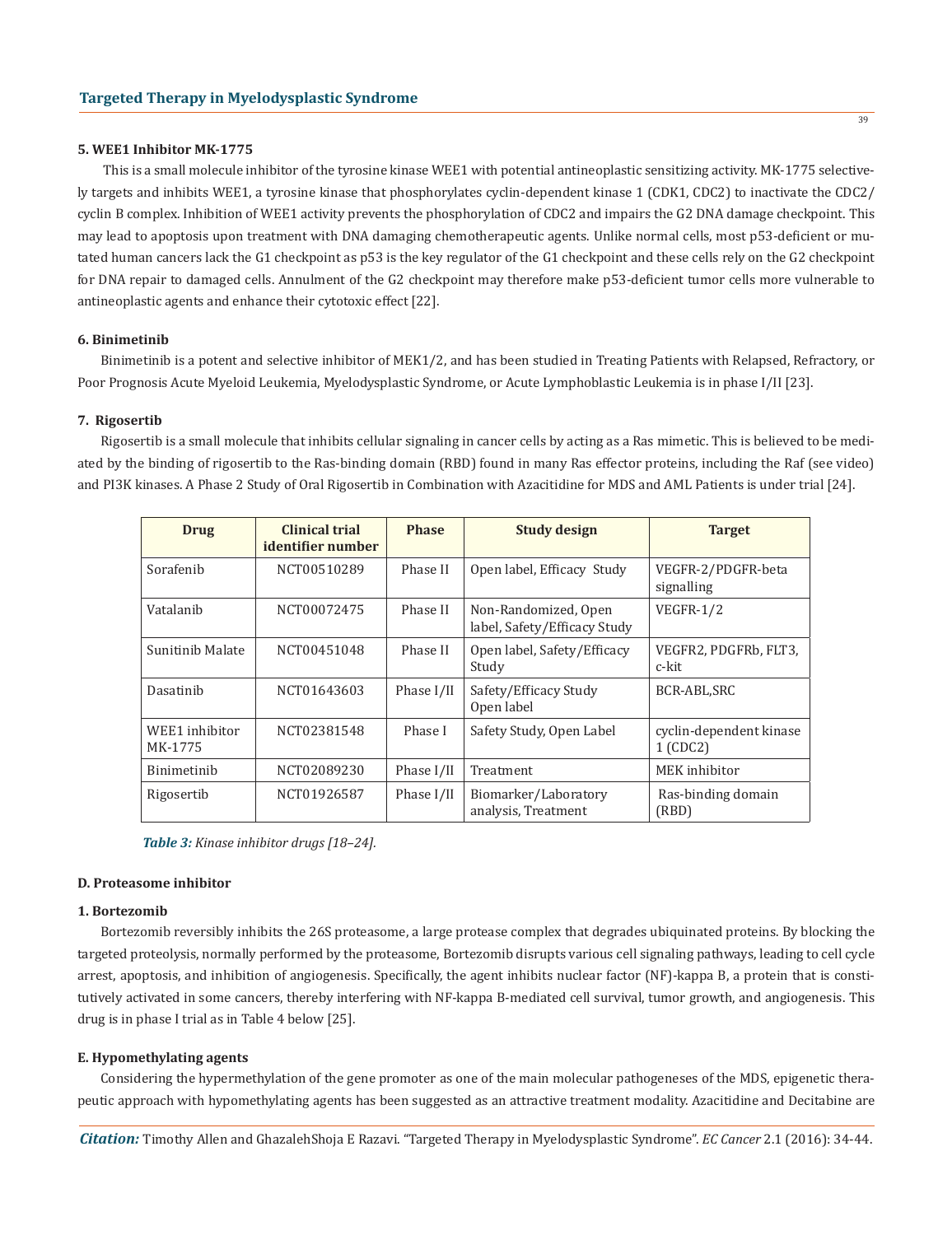**5. WEE1 Inhibitor MK-1775**

This is a small molecule inhibitor of the tyrosine kinase WEE1 with potential antineoplastic sensitizing activity. MK-1775 selectively targets and inhibits WEE1, a tyrosine kinase that phosphorylates cyclin-dependent kinase 1 (CDK1, CDC2) to inactivate the CDC2/cyclin B complex. Inhibition of WEE1 activity prevents the phosphorylation of CDC2 and impairs the G2 DNA damage checkpoint. This may lead to apoptosis upon treatment with DNA damaging chemotherapeutic agents. Unlike normal cells, most p53-deficient or mutated human cancers lack the G1 checkpoint as p53 is the key regulator of the G1 checkpoint and these cells rely on the G2 checkpoint for DNA repair to damaged cells. Annulment of the G2 checkpoint may therefore make p53-deficient tumor cells more vulnerable to antineoplastic agents and enhance their cytotoxic effect [22].

**6. Binimetinib**

Binimetinib is a potent and selective inhibitor of MEK1/2, and has been studied in Treating Patients with Relapsed, Refractory, or Poor Prognosis Acute Myeloid Leukemia, Myelodysplastic Syndrome, or Acute Lymphoblastic Leukemia is in phase I/II [23].

**7. Rigosertib**

Rigosertib is a small molecule that inhibits cellular signaling in cancer cells by acting as a Ras mimetic. This is believed to be mediated by the binding of rigosertib to the Ras-binding domain (RBD) found in many Ras effector proteins, including the Raf (see video) and PI3K kinases. A Phase 2 Study of Oral Rigosertib in Combination with Azacitidine for MDS and AML Patients is under trial [24].

| Drug | Clinical trial identifier number | Phase | Study design | Target |
|---|---|---|---|---|
| Sorafenib | NCT00510289 | Phase II | Open label, Efficacy Study | VEGFR-2/PDGFR-beta signalling |
| Vatalanib | NCT00072475 | Phase II | Non-Randomized, Open label, Safety/Efficacy Study | VEGFR-1/2 |
| Sunitinib Malate | NCT00451048 | Phase II | Open label, Safety/Efficacy Study | VEGFR2, PDGFRb, FLT3, c-kit |
| Dasatinib | NCT01643603 | Phase I/II | Safety/Efficacy Study Open label | BCR-ABL,SRC |
| WEE1 inhibitor MK-1775 | NCT02381548 | Phase I | Safety Study, Open Label | cyclin-dependent kinase 1 (CDC2) |
| Binimetinib | NCT02089230 | Phase I/II | Treatment | MEK inhibitor |
| Rigosertib | NCT01926587 | Phase I/II | Biomarker/Laboratory analysis, Treatment | Ras-binding domain (RBD) |

***Table 3:*** *Kinase inhibitor drugs [18–24].*

**D. Proteasome inhibitor**

**1. Bortezomib**

Bortezomib reversibly inhibits the 26S proteasome, a large protease complex that degrades ubiquinated proteins. By blocking the targeted proteolysis, normally performed by the proteasome, Bortezomib disrupts various cell signaling pathways, leading to cell cycle arrest, apoptosis, and inhibition of angiogenesis. Specifically, the agent inhibits nuclear factor (NF)-kappa B, a protein that is constitutively activated in some cancers, thereby interfering with NF-kappa B-mediated cell survival, tumor growth, and angiogenesis. This drug is in phase I trial as in Table 4 below [25].

**E. Hypomethylating agents**

Considering the hypermethylation of the gene promoter as one of the main molecular pathogeneses of the MDS, epigenetic therapeutic approach with hypomethylating agents has been suggested as an attractive treatment modality. Azacitidine and Decitabine are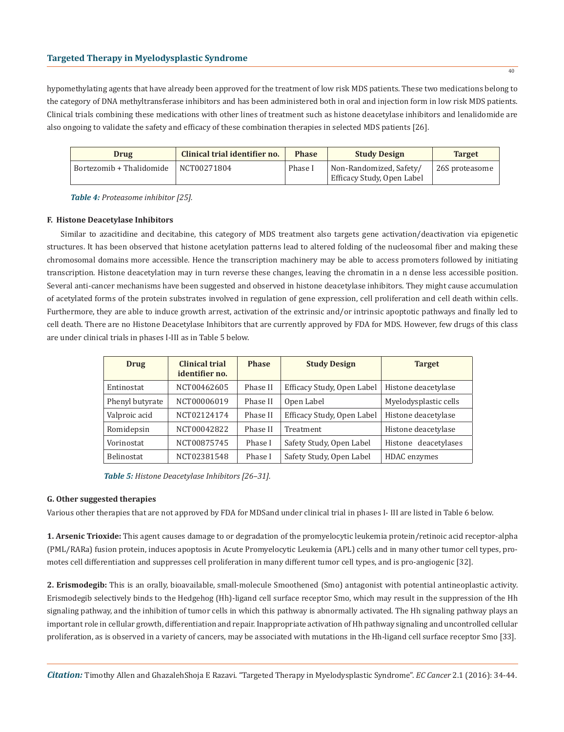hypomethylating agents that have already been approved for the treatment of low risk MDS patients. These two medications belong to the category of DNA methyltransferase inhibitors and has been administered both in oral and injection form in low risk MDS patients. Clinical trials combining these medications with other lines of treatment such as histone deacetylase inhibitors and lenalidomide are also ongoing to validate the safety and efficacy of these combination therapies in selected MDS patients [26].

| Drug | Clinical trial identifier no. | Phase | Study Design | Target |
|---|---|---|---|---|
| Bortezomib + Thalidomide | NCT00271804 | Phase I | Non-Randomized, Safety/ Efficacy Study, Open Label | 26S proteasome |

*Table 4: Proteasome inhibitor [25].*

### F. Histone Deacetylase Inhibitors

Similar to azacitidine and decitabine, this category of MDS treatment also targets gene activation/deactivation via epigenetic structures. It has been observed that histone acetylation patterns lead to altered folding of the nucleosomal fiber and making these chromosomal domains more accessible. Hence the transcription machinery may be able to access promoters followed by initiating transcription. Histone deacetylation may in turn reverse these changes, leaving the chromatin in a n dense less accessible position. Several anti-cancer mechanisms have been suggested and observed in histone deacetylase inhibitors. They might cause accumulation of acetylated forms of the protein substrates involved in regulation of gene expression, cell proliferation and cell death within cells. Furthermore, they are able to induce growth arrest, activation of the extrinsic and/or intrinsic apoptotic pathways and finally led to cell death. There are no Histone Deacetylase Inhibitors that are currently approved by FDA for MDS. However, few drugs of this class are under clinical trials in phases I-III as in Table 5 below.

| Drug | Clinical trial identifier no. | Phase | Study Design | Target |
|---|---|---|---|---|
| Entinostat | NCT00462605 | Phase II | Efficacy Study, Open Label | Histone deacetylase |
| Phenyl butyrate | NCT00006019 | Phase II | Open Label | Myelodysplastic cells |
| Valproic acid | NCT02124174 | Phase II | Efficacy Study, Open Label | Histone deacetylase |
| Romidepsin | NCT00042822 | Phase II | Treatment | Histone deacetylase |
| Vorinostat | NCT00875745 | Phase I | Safety Study, Open Label | Histone deacetylases |
| Belinostat | NCT02381548 | Phase I | Safety Study, Open Label | HDAC enzymes |

*Table 5: Histone Deacetylase Inhibitors [26–31].*

### G. Other suggested therapies

Various other therapies that are not approved by FDA for MDSand under clinical trial in phases I- III are listed in Table 6 below.

**1. Arsenic Trioxide:** This agent causes damage to or degradation of the promyelocytic leukemia protein/retinoic acid receptor-alpha (PML/RARa) fusion protein, induces apoptosis in Acute Promyelocytic Leukemia (APL) cells and in many other tumor cell types, promotes cell differentiation and suppresses cell proliferation in many different tumor cell types, and is pro-angiogenic [32].

**2. Erismodegib:** This is an orally, bioavailable, small-molecule Smoothened (Smo) antagonist with potential antineoplastic activity. Erismodegib selectively binds to the Hedgehog (Hh)-ligand cell surface receptor Smo, which may result in the suppression of the Hh signaling pathway, and the inhibition of tumor cells in which this pathway is abnormally activated. The Hh signaling pathway plays an important role in cellular growth, differentiation and repair. Inappropriate activation of Hh pathway signaling and uncontrolled cellular proliferation, as is observed in a variety of cancers, may be associated with mutations in the Hh-ligand cell surface receptor Smo [33].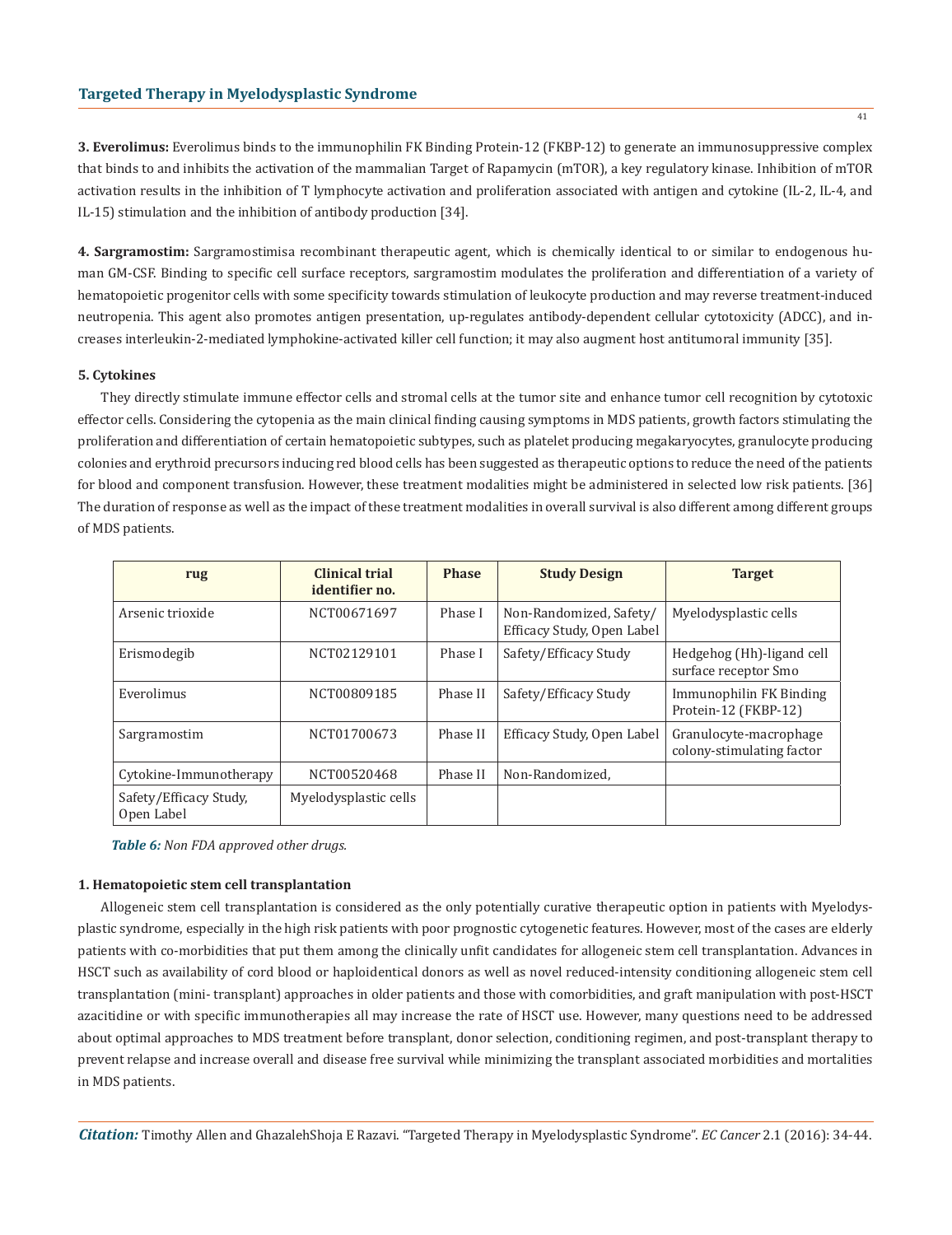**3. Everolimus:** Everolimus binds to the immunophilin FK Binding Protein-12 (FKBP-12) to generate an immunosuppressive complex that binds to and inhibits the activation of the mammalian Target of Rapamycin (mTOR), a key regulatory kinase. Inhibition of mTOR activation results in the inhibition of T lymphocyte activation and proliferation associated with antigen and cytokine (IL-2, IL-4, and IL-15) stimulation and the inhibition of antibody production [34].

**4. Sargramostim:** Sargramostimisa recombinant therapeutic agent, which is chemically identical to or similar to endogenous human GM-CSF. Binding to specific cell surface receptors, sargramostim modulates the proliferation and differentiation of a variety of hematopoietic progenitor cells with some specificity towards stimulation of leukocyte production and may reverse treatment-induced neutropenia. This agent also promotes antigen presentation, up-regulates antibody-dependent cellular cytotoxicity (ADCC), and increases interleukin-2-mediated lymphokine-activated killer cell function; it may also augment host antitumoral immunity [35].

**5. Cytokines**

They directly stimulate immune effector cells and stromal cells at the tumor site and enhance tumor cell recognition by cytotoxic effector cells. Considering the cytopenia as the main clinical finding causing symptoms in MDS patients, growth factors stimulating the proliferation and differentiation of certain hematopoietic subtypes, such as platelet producing megakaryocytes, granulocyte producing colonies and erythroid precursors inducing red blood cells has been suggested as therapeutic options to reduce the need of the patients for blood and component transfusion. However, these treatment modalities might be administered in selected low risk patients. [36] The duration of response as well as the impact of these treatment modalities in overall survival is also different among different groups of MDS patients.

| rug | Clinical trial identifier no. | Phase | Study Design | Target |
|---|---|---|---|---|
| Arsenic trioxide | NCT00671697 | Phase I | Non-Randomized, Safety/ Efficacy Study, Open Label | Myelodysplastic cells |
| Erismodegib | NCT02129101 | Phase I | Safety/Efficacy Study | Hedgehog (Hh)-ligand cell surface receptor Smo |
| Everolimus | NCT00809185 | Phase II | Safety/Efficacy Study | Immunophilin FK Binding Protein-12 (FKBP-12) |
| Sargramostim | NCT01700673 | Phase II | Efficacy Study, Open Label | Granulocyte-macrophage colony-stimulating factor |
| Cytokine-Immunotherapy | NCT00520468 | Phase II | Non-Randomized, | |
| Safety/Efficacy Study, Open Label | Myelodysplastic cells | | | |

*Table 6: Non FDA approved other drugs.*

**1. Hematopoietic stem cell transplantation**

Allogeneic stem cell transplantation is considered as the only potentially curative therapeutic option in patients with Myelodysplastic syndrome, especially in the high risk patients with poor prognostic cytogenetic features. However, most of the cases are elderly patients with co-morbidities that put them among the clinically unfit candidates for allogeneic stem cell transplantation. Advances in HSCT such as availability of cord blood or haploidentical donors as well as novel reduced-intensity conditioning allogeneic stem cell transplantation (mini- transplant) approaches in older patients and those with comorbidities, and graft manipulation with post-HSCT azacitidine or with specific immunotherapies all may increase the rate of HSCT use. However, many questions need to be addressed about optimal approaches to MDS treatment before transplant, donor selection, conditioning regimen, and post-transplant therapy to prevent relapse and increase overall and disease free survival while minimizing the transplant associated morbidities and mortalities in MDS patients.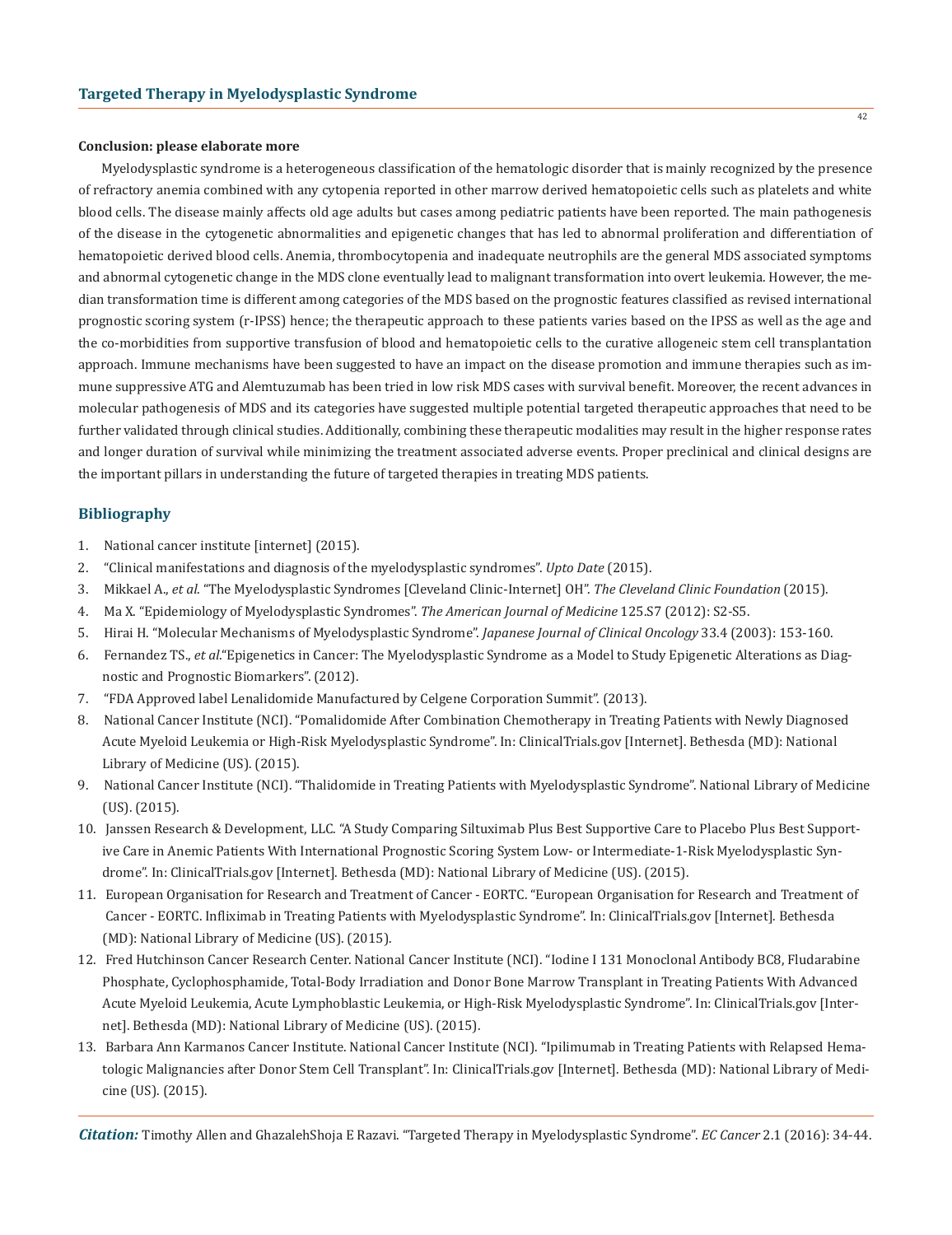**Conclusion: please elaborate more**

Myelodysplastic syndrome is a heterogeneous classification of the hematologic disorder that is mainly recognized by the presence of refractory anemia combined with any cytopenia reported in other marrow derived hematopoietic cells such as platelets and white blood cells. The disease mainly affects old age adults but cases among pediatric patients have been reported. The main pathogenesis of the disease in the cytogenetic abnormalities and epigenetic changes that has led to abnormal proliferation and differentiation of hematopoietic derived blood cells. Anemia, thrombocytopenia and inadequate neutrophils are the general MDS associated symptoms and abnormal cytogenetic change in the MDS clone eventually lead to malignant transformation into overt leukemia. However, the median transformation time is different among categories of the MDS based on the prognostic features classified as revised international prognostic scoring system (r-IPSS) hence; the therapeutic approach to these patients varies based on the IPSS as well as the age and the co-morbidities from supportive transfusion of blood and hematopoietic cells to the curative allogeneic stem cell transplantation approach. Immune mechanisms have been suggested to have an impact on the disease promotion and immune therapies such as immune suppressive ATG and Alemtuzumab has been tried in low risk MDS cases with survival benefit. Moreover, the recent advances in molecular pathogenesis of MDS and its categories have suggested multiple potential targeted therapeutic approaches that need to be further validated through clinical studies. Additionally, combining these therapeutic modalities may result in the higher response rates and longer duration of survival while minimizing the treatment associated adverse events. Proper preclinical and clinical designs are the important pillars in understanding the future of targeted therapies in treating MDS patients.

## Bibliography

1. National cancer institute [internet] (2015).
2. "Clinical manifestations and diagnosis of the myelodysplastic syndromes". *Upto Date* (2015).
3. Mikkael A., *et al*. "The Myelodysplastic Syndromes [Cleveland Clinic-Internet] OH". *The Cleveland Clinic Foundation* (2015).
4. Ma X. "Epidemiology of Myelodysplastic Syndromes". *The American Journal of Medicine* 125.S7 (2012): S2-S5.
5. Hirai H. "Molecular Mechanisms of Myelodysplastic Syndrome". *Japanese Journal of Clinical Oncology* 33.4 (2003): 153-160.
6. Fernandez TS., *et al*."Epigenetics in Cancer: The Myelodysplastic Syndrome as a Model to Study Epigenetic Alterations as Diagnostic and Prognostic Biomarkers". (2012).
7. "FDA Approved label Lenalidomide Manufactured by Celgene Corporation Summit". (2013).
8. National Cancer Institute (NCI). "Pomalidomide After Combination Chemotherapy in Treating Patients with Newly Diagnosed Acute Myeloid Leukemia or High-Risk Myelodysplastic Syndrome". In: ClinicalTrials.gov [Internet]. Bethesda (MD): National Library of Medicine (US). (2015).
9. National Cancer Institute (NCI). "Thalidomide in Treating Patients with Myelodysplastic Syndrome". National Library of Medicine (US). (2015).
10. Janssen Research & Development, LLC. "A Study Comparing Siltuximab Plus Best Supportive Care to Placebo Plus Best Supportive Care in Anemic Patients With International Prognostic Scoring System Low- or Intermediate-1-Risk Myelodysplastic Syndrome". In: ClinicalTrials.gov [Internet]. Bethesda (MD): National Library of Medicine (US). (2015).
11. European Organisation for Research and Treatment of Cancer - EORTC. "European Organisation for Research and Treatment of Cancer - EORTC. Infliximab in Treating Patients with Myelodysplastic Syndrome". In: ClinicalTrials.gov [Internet]. Bethesda (MD): National Library of Medicine (US). (2015).
12. Fred Hutchinson Cancer Research Center. National Cancer Institute (NCI). "Iodine I 131 Monoclonal Antibody BC8, Fludarabine Phosphate, Cyclophosphamide, Total-Body Irradiation and Donor Bone Marrow Transplant in Treating Patients With Advanced Acute Myeloid Leukemia, Acute Lymphoblastic Leukemia, or High-Risk Myelodysplastic Syndrome". In: ClinicalTrials.gov [Internet]. Bethesda (MD): National Library of Medicine (US). (2015).
13. Barbara Ann Karmanos Cancer Institute. National Cancer Institute (NCI). "Ipilimumab in Treating Patients with Relapsed Hematologic Malignancies after Donor Stem Cell Transplant". In: ClinicalTrials.gov [Internet]. Bethesda (MD): National Library of Medicine (US). (2015).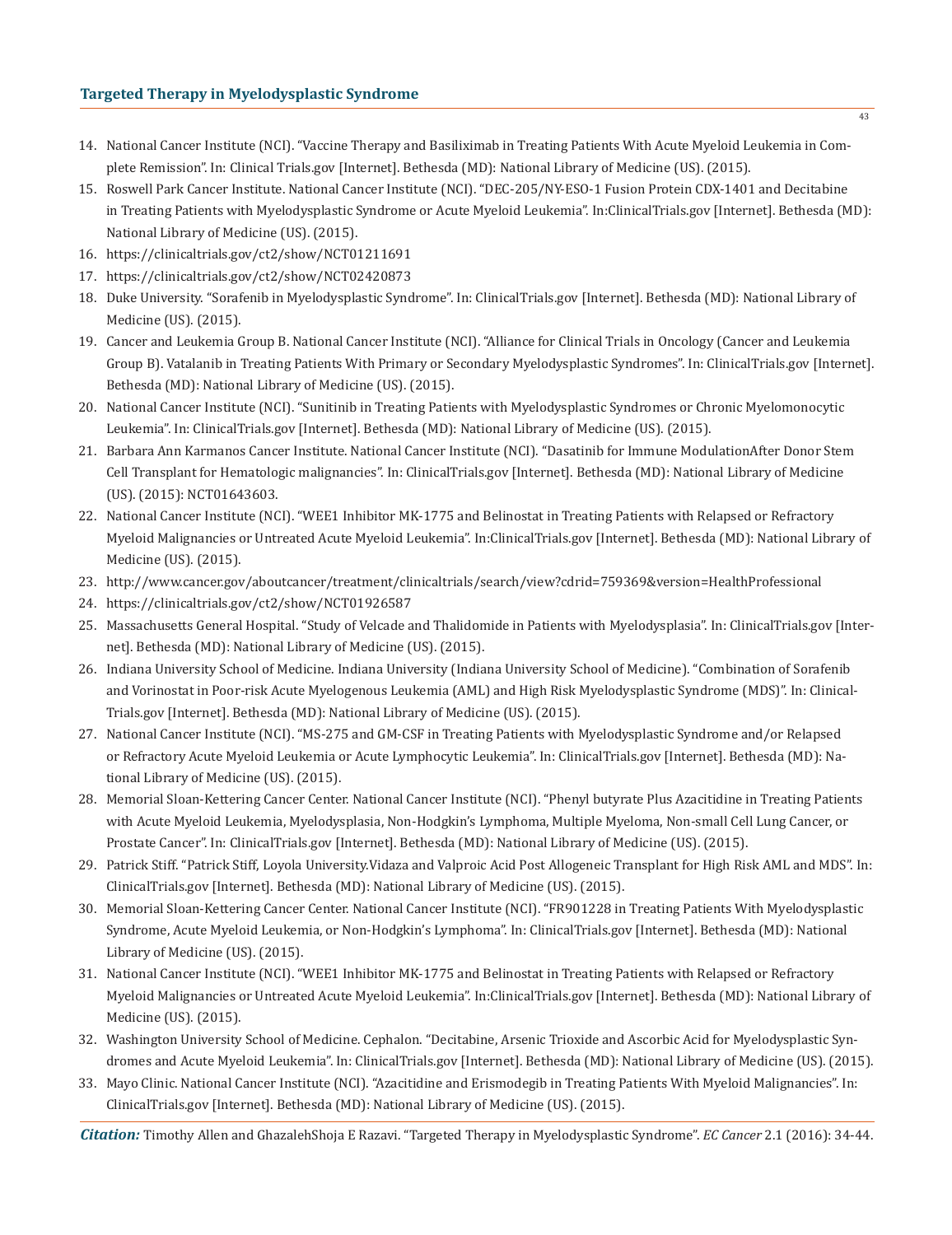14. National Cancer Institute (NCI). "Vaccine Therapy and Basiliximab in Treating Patients With Acute Myeloid Leukemia in Complete Remission". In: Clinical Trials.gov [Internet]. Bethesda (MD): National Library of Medicine (US). (2015).
15. Roswell Park Cancer Institute. National Cancer Institute (NCI). "DEC-205/NY-ESO-1 Fusion Protein CDX-1401 and Decitabine in Treating Patients with Myelodysplastic Syndrome or Acute Myeloid Leukemia". In:ClinicalTrials.gov [Internet]. Bethesda (MD): National Library of Medicine (US). (2015).
16. https://clinicaltrials.gov/ct2/show/NCT01211691
17. https://clinicaltrials.gov/ct2/show/NCT02420873
18. Duke University. "Sorafenib in Myelodysplastic Syndrome". In: ClinicalTrials.gov [Internet]. Bethesda (MD): National Library of Medicine (US). (2015).
19. Cancer and Leukemia Group B. National Cancer Institute (NCI). "Alliance for Clinical Trials in Oncology (Cancer and Leukemia Group B). Vatalanib in Treating Patients With Primary or Secondary Myelodysplastic Syndromes". In: ClinicalTrials.gov [Internet]. Bethesda (MD): National Library of Medicine (US). (2015).
20. National Cancer Institute (NCI). "Sunitinib in Treating Patients with Myelodysplastic Syndromes or Chronic Myelomonocytic Leukemia". In: ClinicalTrials.gov [Internet]. Bethesda (MD): National Library of Medicine (US). (2015).
21. Barbara Ann Karmanos Cancer Institute. National Cancer Institute (NCI). "Dasatinib for Immune ModulationAfter Donor Stem Cell Transplant for Hematologic malignancies". In: ClinicalTrials.gov [Internet]. Bethesda (MD): National Library of Medicine (US). (2015): NCT01643603.
22. National Cancer Institute (NCI). "WEE1 Inhibitor MK-1775 and Belinostat in Treating Patients with Relapsed or Refractory Myeloid Malignancies or Untreated Acute Myeloid Leukemia". In:ClinicalTrials.gov [Internet]. Bethesda (MD): National Library of Medicine (US). (2015).
23. http://www.cancer.gov/aboutcancer/treatment/clinicaltrials/search/view?cdrid=759369&version=HealthProfessional
24. https://clinicaltrials.gov/ct2/show/NCT01926587
25. Massachusetts General Hospital. "Study of Velcade and Thalidomide in Patients with Myelodysplasia". In: ClinicalTrials.gov [Internet]. Bethesda (MD): National Library of Medicine (US). (2015).
26. Indiana University School of Medicine. Indiana University (Indiana University School of Medicine). "Combination of Sorafenib and Vorinostat in Poor-risk Acute Myelogenous Leukemia (AML) and High Risk Myelodysplastic Syndrome (MDS)". In: ClinicalTrials.gov [Internet]. Bethesda (MD): National Library of Medicine (US). (2015).
27. National Cancer Institute (NCI). "MS-275 and GM-CSF in Treating Patients with Myelodysplastic Syndrome and/or Relapsed or Refractory Acute Myeloid Leukemia or Acute Lymphocytic Leukemia". In: ClinicalTrials.gov [Internet]. Bethesda (MD): National Library of Medicine (US). (2015).
28. Memorial Sloan-Kettering Cancer Center. National Cancer Institute (NCI). "Phenyl butyrate Plus Azacitidine in Treating Patients with Acute Myeloid Leukemia, Myelodysplasia, Non-Hodgkin's Lymphoma, Multiple Myeloma, Non-small Cell Lung Cancer, or Prostate Cancer". In: ClinicalTrials.gov [Internet]. Bethesda (MD): National Library of Medicine (US). (2015).
29. Patrick Stiff. "Patrick Stiff, Loyola University.Vidaza and Valproic Acid Post Allogeneic Transplant for High Risk AML and MDS". In: ClinicalTrials.gov [Internet]. Bethesda (MD): National Library of Medicine (US). (2015).
30. Memorial Sloan-Kettering Cancer Center. National Cancer Institute (NCI). "FR901228 in Treating Patients With Myelodysplastic Syndrome, Acute Myeloid Leukemia, or Non-Hodgkin's Lymphoma". In: ClinicalTrials.gov [Internet]. Bethesda (MD): National Library of Medicine (US). (2015).
31. National Cancer Institute (NCI). "WEE1 Inhibitor MK-1775 and Belinostat in Treating Patients with Relapsed or Refractory Myeloid Malignancies or Untreated Acute Myeloid Leukemia". In:ClinicalTrials.gov [Internet]. Bethesda (MD): National Library of Medicine (US). (2015).
32. Washington University School of Medicine. Cephalon. "Decitabine, Arsenic Trioxide and Ascorbic Acid for Myelodysplastic Syndromes and Acute Myeloid Leukemia". In: ClinicalTrials.gov [Internet]. Bethesda (MD): National Library of Medicine (US). (2015).
33. Mayo Clinic. National Cancer Institute (NCI). "Azacitidine and Erismodegib in Treating Patients With Myeloid Malignancies". In: ClinicalTrials.gov [Internet]. Bethesda (MD): National Library of Medicine (US). (2015).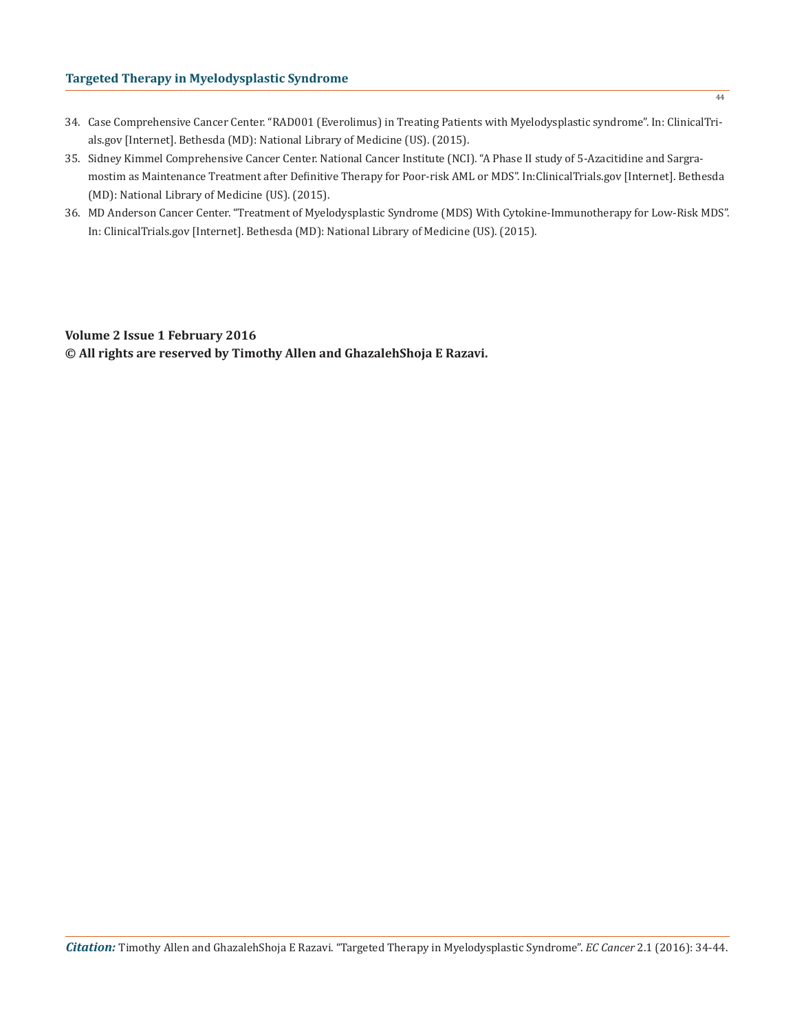34. Case Comprehensive Cancer Center. "RAD001 (Everolimus) in Treating Patients with Myelodysplastic syndrome". In: ClinicalTrials.gov [Internet]. Bethesda (MD): National Library of Medicine (US). (2015).
35. Sidney Kimmel Comprehensive Cancer Center. National Cancer Institute (NCI). "A Phase II study of 5-Azacitidine and Sargramostim as Maintenance Treatment after Definitive Therapy for Poor-risk AML or MDS". In:ClinicalTrials.gov [Internet]. Bethesda (MD): National Library of Medicine (US). (2015).
36. MD Anderson Cancer Center. "Treatment of Myelodysplastic Syndrome (MDS) With Cytokine-Immunotherapy for Low-Risk MDS". In: ClinicalTrials.gov [Internet]. Bethesda (MD): National Library of Medicine (US). (2015).

**Volume 2 Issue 1 February 2016**
**© All rights are reserved by Timothy Allen and GhazalehShoja E Razavi.**